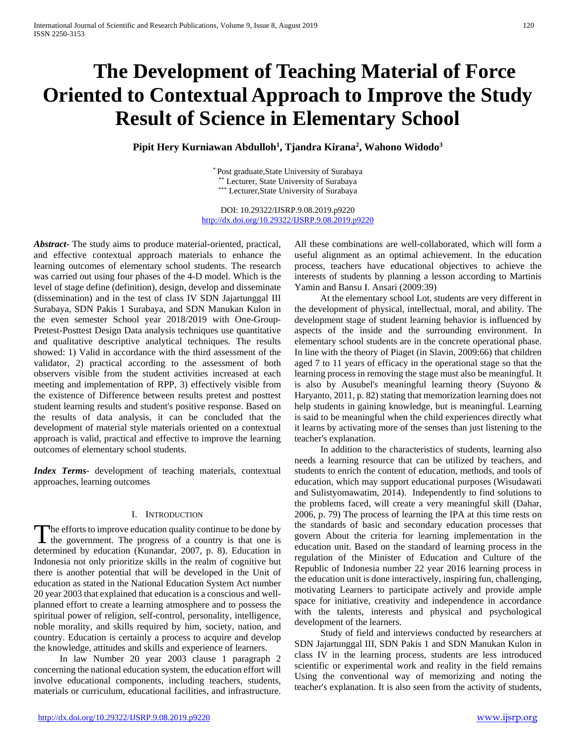# The Development of Teaching Material of Force Oriented to Contextual Approach to Improve the Study Result of Science in Elementary School

**Pipit Hery Kurniawan Abdulloh[1], Tjandra Kirana[2], Wahono Widodo[3]**

[*] Post graduate,State University of Surabaya
[**] Lecturer, State University of Surabaya
[***] Lecturer,State University of Surabaya

DOI: 10.29322/IJSRP.9.08.2019.p9220
http://dx.doi.org/10.29322/IJSRP.9.08.2019.p9220

***Abstract-*** The study aims to produce material-oriented, practical, and effective contextual approach materials to enhance the learning outcomes of elementary school students. The research was carried out using four phases of the 4-D model. Which is the level of stage define (definition), design, develop and disseminate (dissemination) and in the test of class IV SDN Jajartunggal III Surabaya, SDN Pakis 1 Surabaya, and SDN Manukan Kulon in the even semester School year 2018/2019 with One-Group-Pretest-Posttest Design Data analysis techniques use quantitative and qualitative descriptive analytical techniques. The results showed: 1) Valid in accordance with the third assessment of the validator, 2) practical according to the assessment of both observers visible from the student activities increased at each meeting and implementation of RPP, 3) effectively visible from the existence of Difference between results pretest and posttest student learning results and student's positive response. Based on the results of data analysis, it can be concluded that the development of material style materials oriented on a contextual approach is valid, practical and effective to improve the learning outcomes of elementary school students.

***Index Terms*-** development of teaching materials, contextual approaches, learning outcomes

## I. Introduction

The efforts to improve education quality continue to be done by the government. The progress of a country is that one is determined by education (Kunandar, 2007, p. 8). Education in Indonesia not only prioritize skills in the realm of cognitive but there is another potential that will be developed in the Unit of education as stated in the National Education System Act number 20 year 2003 that explained that education is a conscious and well-planned effort to create a learning atmosphere and to possess the spiritual power of religion, self-control, personality, intelligence, noble morality, and skills required by him, society, nation, and country. Education is certainly a process to acquire and develop the knowledge, attitudes and skills and experience of learners.

In law Number 20 year 2003 clause 1 paragraph 2 concerning the national education system, the education effort will involve educational components, including teachers, students, materials or curriculum, educational facilities, and infrastructure. All these combinations are well-collaborated, which will form a useful alignment as an optimal achievement. In the education process, teachers have educational objectives to achieve the interests of students by planning a lesson according to Martinis Yamin and Bansu I. Ansari (2009:39)

At the elementary school Lot, students are very different in the development of physical, intellectual, moral, and ability. The development stage of student learning behavior is influenced by aspects of the inside and the surrounding environment. In elementary school students are in the concrete operational phase. In line with the theory of Piaget (in Slavin, 2009:66) that children aged 7 to 11 years of efficacy in the operational stage so that the learning process in removing the stage must also be meaningful. It is also by Ausubel's meaningful learning theory (Suyono & Haryanto, 2011, p. 82) stating that memorization learning does not help students in gaining knowledge, but is meaningful. Learning is said to be meaningful when the child experiences directly what it learns by activating more of the senses than just listening to the teacher's explanation.

In addition to the characteristics of students, learning also needs a learning resource that can be utilized by teachers, and students to enrich the content of education, methods, and tools of education, which may support educational purposes (Wisudawati and Sulistyomawatim, 2014). Independently to find solutions to the problems faced, will create a very meaningful skill (Dahar, 2006, p. 79) The process of learning the IPA at this time rests on the standards of basic and secondary education processes that govern About the criteria for learning implementation in the education unit. Based on the standard of learning process in the regulation of the Minister of Education and Culture of the Republic of Indonesia number 22 year 2016 learning process in the education unit is done interactively, inspiring fun, challenging, motivating Learners to participate actively and provide ample space for initiative, creativity and independence in accordance with the talents, interests and physical and psychological development of the learners.

Study of field and interviews conducted by researchers at SDN Jajartunggal III, SDN Pakis 1 and SDN Manukan Kulon in class IV in the learning process, students are less introduced scientific or experimental work and reality in the field remains Using the conventional way of memorizing and noting the teacher's explanation. It is also seen from the activity of students,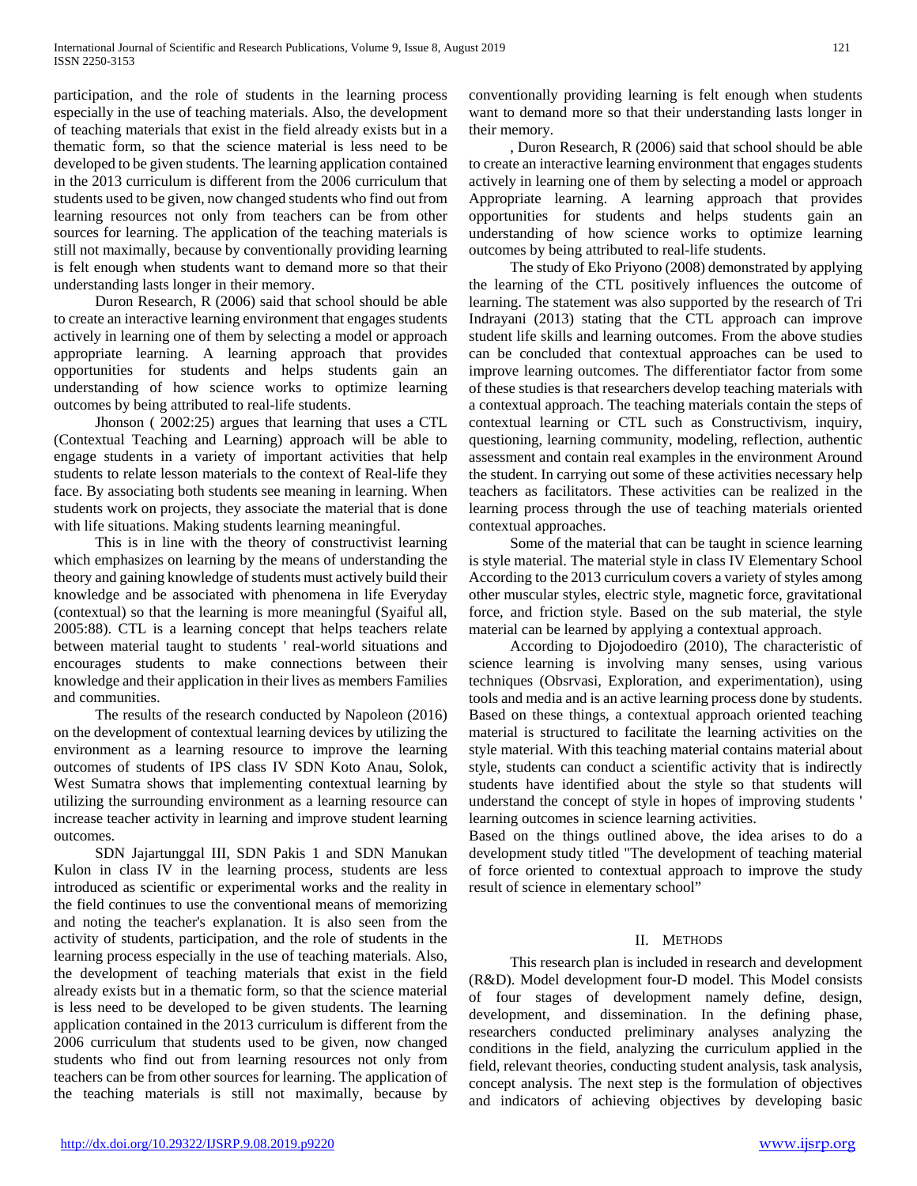participation, and the role of students in the learning process especially in the use of teaching materials. Also, the development of teaching materials that exist in the field already exists but in a thematic form, so that the science material is less need to be developed to be given students. The learning application contained in the 2013 curriculum is different from the 2006 curriculum that students used to be given, now changed students who find out from learning resources not only from teachers can be from other sources for learning. The application of the teaching materials is still not maximally, because by conventionally providing learning is felt enough when students want to demand more so that their understanding lasts longer in their memory.

Duron Research, R (2006) said that school should be able to create an interactive learning environment that engages students actively in learning one of them by selecting a model or approach appropriate learning. A learning approach that provides opportunities for students and helps students gain an understanding of how science works to optimize learning outcomes by being attributed to real-life students.

Jhonson ( 2002:25) argues that learning that uses a CTL (Contextual Teaching and Learning) approach will be able to engage students in a variety of important activities that help students to relate lesson materials to the context of Real-life they face. By associating both students see meaning in learning. When students work on projects, they associate the material that is done with life situations. Making students learning meaningful.

This is in line with the theory of constructivist learning which emphasizes on learning by the means of understanding the theory and gaining knowledge of students must actively build their knowledge and be associated with phenomena in life Everyday (contextual) so that the learning is more meaningful (Syaiful all, 2005:88). CTL is a learning concept that helps teachers relate between material taught to students ' real-world situations and encourages students to make connections between their knowledge and their application in their lives as members Families and communities.

The results of the research conducted by Napoleon (2016) on the development of contextual learning devices by utilizing the environment as a learning resource to improve the learning outcomes of students of IPS class IV SDN Koto Anau, Solok, West Sumatra shows that implementing contextual learning by utilizing the surrounding environment as a learning resource can increase teacher activity in learning and improve student learning outcomes.

SDN Jajartunggal III, SDN Pakis 1 and SDN Manukan Kulon in class IV in the learning process, students are less introduced as scientific or experimental works and the reality in the field continues to use the conventional means of memorizing and noting the teacher's explanation. It is also seen from the activity of students, participation, and the role of students in the learning process especially in the use of teaching materials. Also, the development of teaching materials that exist in the field already exists but in a thematic form, so that the science material is less need to be developed to be given students. The learning application contained in the 2013 curriculum is different from the 2006 curriculum that students used to be given, now changed students who find out from learning resources not only from teachers can be from other sources for learning. The application of the teaching materials is still not maximally, because by conventionally providing learning is felt enough when students want to demand more so that their understanding lasts longer in their memory.

, Duron Research, R (2006) said that school should be able to create an interactive learning environment that engages students actively in learning one of them by selecting a model or approach Appropriate learning. A learning approach that provides opportunities for students and helps students gain an understanding of how science works to optimize learning outcomes by being attributed to real-life students.

The study of Eko Priyono (2008) demonstrated by applying the learning of the CTL positively influences the outcome of learning. The statement was also supported by the research of Tri Indrayani (2013) stating that the CTL approach can improve student life skills and learning outcomes. From the above studies can be concluded that contextual approaches can be used to improve learning outcomes. The differentiator factor from some of these studies is that researchers develop teaching materials with a contextual approach. The teaching materials contain the steps of contextual learning or CTL such as Constructivism, inquiry, questioning, learning community, modeling, reflection, authentic assessment and contain real examples in the environment Around the student. In carrying out some of these activities necessary help teachers as facilitators. These activities can be realized in the learning process through the use of teaching materials oriented contextual approaches.

Some of the material that can be taught in science learning is style material. The material style in class IV Elementary School According to the 2013 curriculum covers a variety of styles among other muscular styles, electric style, magnetic force, gravitational force, and friction style. Based on the sub material, the style material can be learned by applying a contextual approach.

According to Djojodoediro (2010), The characteristic of science learning is involving many senses, using various techniques (Obsrvasi, Exploration, and experimentation), using tools and media and is an active learning process done by students. Based on these things, a contextual approach oriented teaching material is structured to facilitate the learning activities on the style material. With this teaching material contains material about style, students can conduct a scientific activity that is indirectly students have identified about the style so that students will understand the concept of style in hopes of improving students ' learning outcomes in science learning activities.

Based on the things outlined above, the idea arises to do a development study titled "The development of teaching material of force oriented to contextual approach to improve the study result of science in elementary school"

## II. Methods

This research plan is included in research and development (R&D). Model development four-D model. This Model consists of four stages of development namely define, design, development, and dissemination. In the defining phase, researchers conducted preliminary analyses analyzing the conditions in the field, analyzing the curriculum applied in the field, relevant theories, conducting student analysis, task analysis, concept analysis. The next step is the formulation of objectives and indicators of achieving objectives by developing basic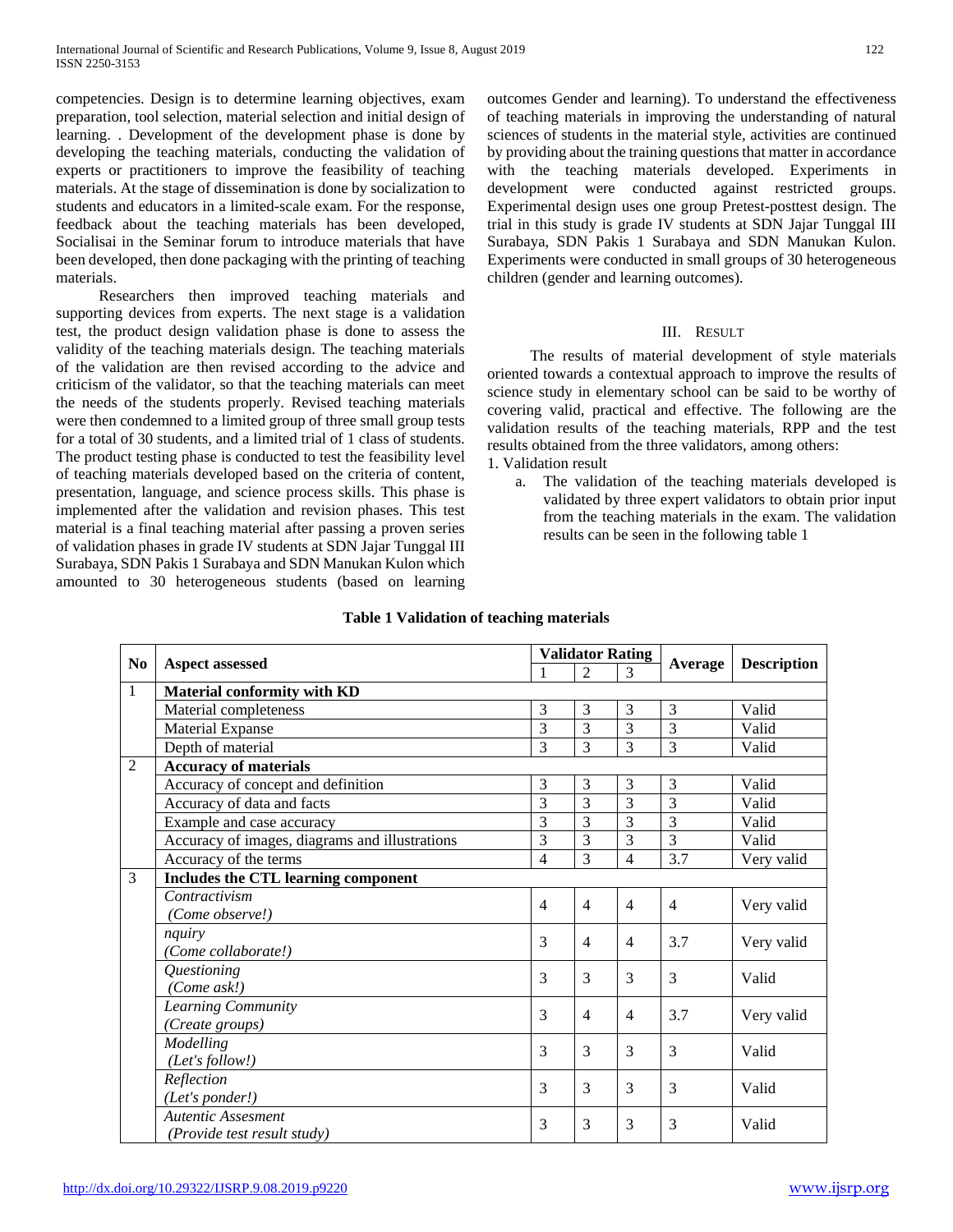competencies. Design is to determine learning objectives, exam preparation, tool selection, material selection and initial design of learning. . Development of the development phase is done by developing the teaching materials, conducting the validation of experts or practitioners to improve the feasibility of teaching materials. At the stage of dissemination is done by socialization to students and educators in a limited-scale exam. For the response, feedback about the teaching materials has been developed, Socialisai in the Seminar forum to introduce materials that have been developed, then done packaging with the printing of teaching materials.

Researchers then improved teaching materials and supporting devices from experts. The next stage is a validation test, the product design validation phase is done to assess the validity of the teaching materials design. The teaching materials of the validation are then revised according to the advice and criticism of the validator, so that the teaching materials can meet the needs of the students properly. Revised teaching materials were then condemned to a limited group of three small group tests for a total of 30 students, and a limited trial of 1 class of students. The product testing phase is conducted to test the feasibility level of teaching materials developed based on the criteria of content, presentation, language, and science process skills. This phase is implemented after the validation and revision phases. This test material is a final teaching material after passing a proven series of validation phases in grade IV students at SDN Jajar Tunggal III Surabaya, SDN Pakis 1 Surabaya and SDN Manukan Kulon which amounted to 30 heterogeneous students (based on learning outcomes Gender and learning). To understand the effectiveness of teaching materials in improving the understanding of natural sciences of students in the material style, activities are continued by providing about the training questions that matter in accordance with the teaching materials developed. Experiments in development were conducted against restricted groups. Experimental design uses one group Pretest-posttest design. The trial in this study is grade IV students at SDN Jajar Tunggal III Surabaya, SDN Pakis 1 Surabaya and SDN Manukan Kulon. Experiments were conducted in small groups of 30 heterogeneous children (gender and learning outcomes).

## III. Result

The results of material development of style materials oriented towards a contextual approach to improve the results of science study in elementary school can be said to be worthy of covering valid, practical and effective. The following are the validation results of the teaching materials, RPP and the test results obtained from the three validators, among others:

1. Validation result
   a. The validation of the teaching materials developed is validated by three expert validators to obtain prior input from the teaching materials in the exam. The validation results can be seen in the following table 1

**Table 1 Validation of teaching materials**

| No | Aspect assessed | Validator Rating | | | Average | Description |
|---|---|---|---|---|---|---|
| | | 1 | 2 | 3 | | |
| 1 | **Material conformity with KD** | | | | | |
| | Material completeness | 3 | 3 | 3 | 3 | Valid |
| | Material Expanse | 3 | 3 | 3 | 3 | Valid |
| | Depth of material | 3 | 3 | 3 | 3 | Valid |
| 2 | **Accuracy of materials** | | | | | |
| | Accuracy of concept and definition | 3 | 3 | 3 | 3 | Valid |
| | Accuracy of data and facts | 3 | 3 | 3 | 3 | Valid |
| | Example and case accuracy | 3 | 3 | 3 | 3 | Valid |
| | Accuracy of images, diagrams and illustrations | 3 | 3 | 3 | 3 | Valid |
| | Accuracy of the terms | 4 | 3 | 4 | 3.7 | Very valid |
| 3 | **Includes the CTL learning component** | | | | | |
| | *Contractivism* *(Come observe!)* | 4 | 4 | 4 | 4 | Very valid |
| | *nquiry* *(Come collaborate!)* | 3 | 4 | 4 | 3.7 | Very valid |
| | *Questioning* *(Come ask!)* | 3 | 3 | 3 | 3 | Valid |
| | *Learning Community* *(Create groups)* | 3 | 4 | 4 | 3.7 | Very valid |
| | *Modelling* *(Let's follow!)* | 3 | 3 | 3 | 3 | Valid |
| | *Reflection* *(Let's ponder!)* | 3 | 3 | 3 | 3 | Valid |
| | *Autentic Assesment* *(Provide test result study)* | 3 | 3 | 3 | 3 | Valid |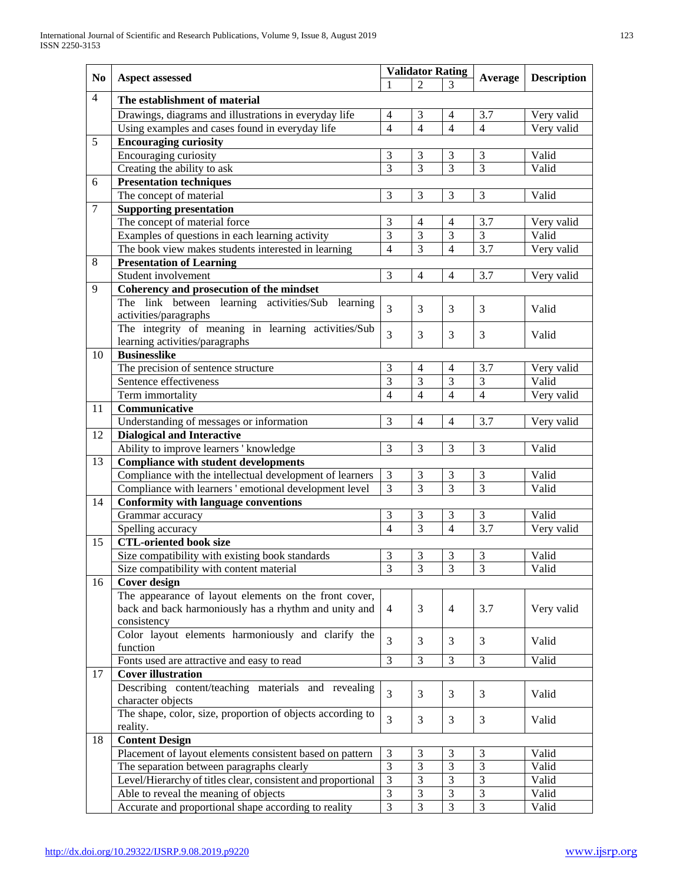| No | Aspect assessed | Validator Rating | | | Average | Description |
|---|---|---|---|---|---|---|
| | | 1 | 2 | 3 | | |
| 4 | **The establishment of material** | | | | | |
| | Drawings, diagrams and illustrations in everyday life | 4 | 3 | 4 | 3.7 | Very valid |
| | Using examples and cases found in everyday life | 4 | 4 | 4 | 4 | Very valid |
| 5 | **Encouraging curiosity** | | | | | |
| | Encouraging curiosity | 3 | 3 | 3 | 3 | Valid |
| | Creating the ability to ask | 3 | 3 | 3 | 3 | Valid |
| 6 | **Presentation techniques** | | | | | |
| | The concept of material | 3 | 3 | 3 | 3 | Valid |
| 7 | **Supporting presentation** | | | | | |
| | The concept of material force | 3 | 4 | 4 | 3.7 | Very valid |
| | Examples of questions in each learning activity | 3 | 3 | 3 | 3 | Valid |
| | The book view makes students interested in learning | 4 | 3 | 4 | 3.7 | Very valid |
| 8 | **Presentation of Learning** | | | | | |
| | Student involvement | 3 | 4 | 4 | 3.7 | Very valid |
| 9 | **Coherency and prosecution of the mindset** | | | | | |
| | The link between learning activities/Sub learning activities/paragraphs | 3 | 3 | 3 | 3 | Valid |
| | The integrity of meaning in learning activities/Sub learning activities/paragraphs | 3 | 3 | 3 | 3 | Valid |
| 10 | **Businesslike** | | | | | |
| | The precision of sentence structure | 3 | 4 | 4 | 3.7 | Very valid |
| | Sentence effectiveness | 3 | 3 | 3 | 3 | Valid |
| | Term immortality | 4 | 4 | 4 | 4 | Very valid |
| 11 | **Communicative** | | | | | |
| | Understanding of messages or information | 3 | 4 | 4 | 3.7 | Very valid |
| 12 | **Dialogical and Interactive** | | | | | |
| | Ability to improve learners ' knowledge | 3 | 3 | 3 | 3 | Valid |
| 13 | **Compliance with student developments** | | | | | |
| | Compliance with the intellectual development of learners | 3 | 3 | 3 | 3 | Valid |
| | Compliance with learners ' emotional development level | 3 | 3 | 3 | 3 | Valid |
| 14 | **Conformity with language conventions** | | | | | |
| | Grammar accuracy | 3 | 3 | 3 | 3 | Valid |
| | Spelling accuracy | 4 | 3 | 4 | 3.7 | Very valid |
| 15 | **CTL-oriented book size** | | | | | |
| | Size compatibility with existing book standards | 3 | 3 | 3 | 3 | Valid |
| | Size compatibility with content material | 3 | 3 | 3 | 3 | Valid |
| 16 | **Cover design** | | | | | |
| | The appearance of layout elements on the front cover, back and back harmoniously has a rhythm and unity and consistency | 4 | 3 | 4 | 3.7 | Very valid |
| | Color layout elements harmoniously and clarify the function | 3 | 3 | 3 | 3 | Valid |
| | Fonts used are attractive and easy to read | 3 | 3 | 3 | 3 | Valid |
| 17 | **Cover illustration** | | | | | |
| | Describing content/teaching materials and revealing character objects | 3 | 3 | 3 | 3 | Valid |
| | The shape, color, size, proportion of objects according to reality. | 3 | 3 | 3 | 3 | Valid |
| 18 | **Content Design** | | | | | |
| | Placement of layout elements consistent based on pattern | 3 | 3 | 3 | 3 | Valid |
| | The separation between paragraphs clearly | 3 | 3 | 3 | 3 | Valid |
| | Level/Hierarchy of titles clear, consistent and proportional | 3 | 3 | 3 | 3 | Valid |
| | Able to reveal the meaning of objects | 3 | 3 | 3 | 3 | Valid |
| | Accurate and proportional shape according to reality | 3 | 3 | 3 | 3 | Valid |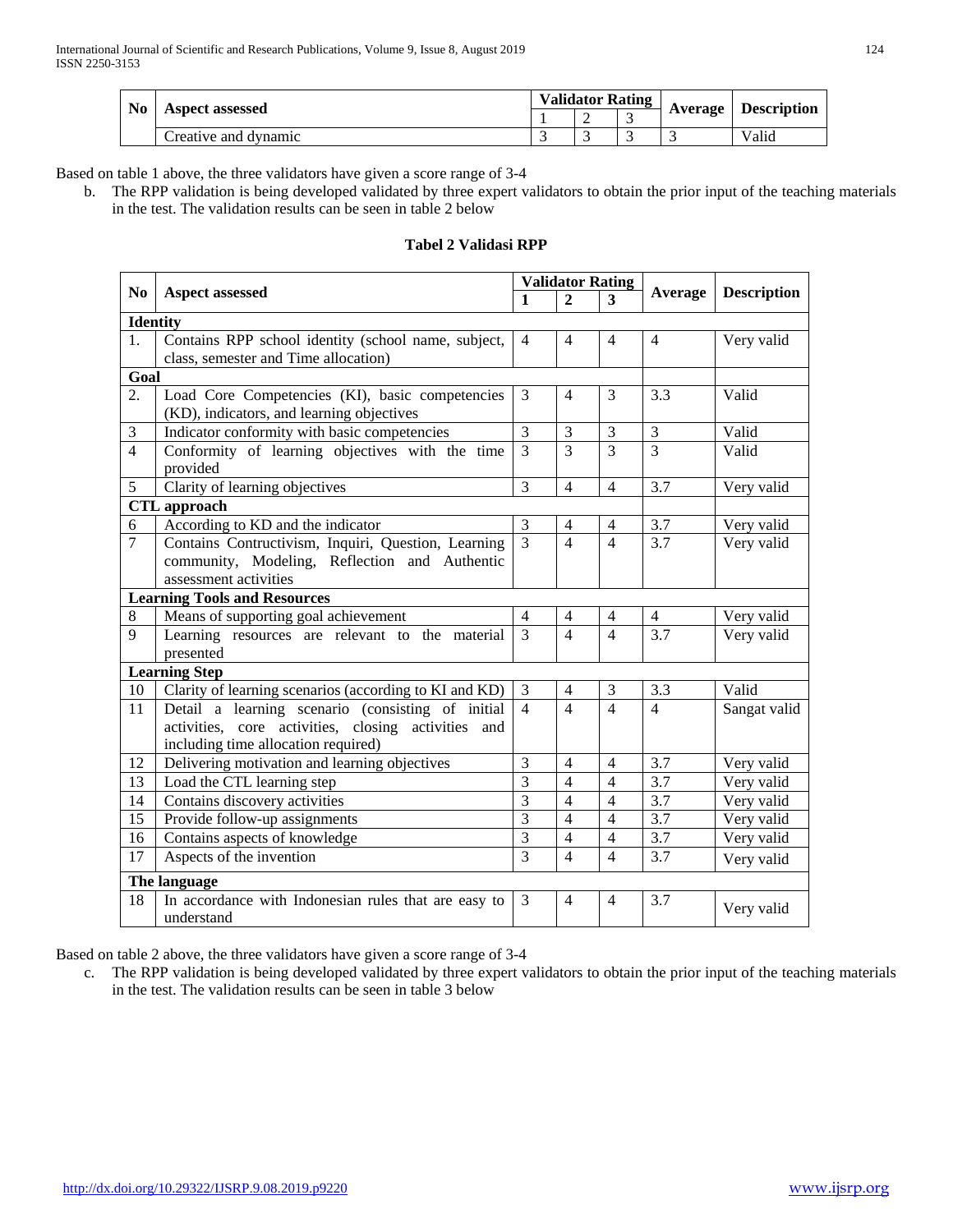| No | Aspect assessed | Validator Rating | | | Average | Description |
|---|---|---|---|---|---|---|
| | | 1 | 2 | 3 | | |
| | Creative and dynamic | 3 | 3 | 3 | 3 | Valid |

Based on table 1 above, the three validators have given a score range of 3-4

b. The RPP validation is being developed validated by three expert validators to obtain the prior input of the teaching materials in the test. The validation results can be seen in table 2 below

**Tabel 2 Validasi RPP**

| No | Aspect assessed | Validator Rating | | | Average | Description |
|---|---|---|---|---|---|---|
| | | 1 | 2 | 3 | | |
| **Identity** | | | | | | |
| 1. | Contains RPP school identity (school name, subject, class, semester and Time allocation) | 4 | 4 | 4 | 4 | Very valid |
| **Goal** | | | | | | |
| 2. | Load Core Competencies (KI), basic competencies (KD), indicators, and learning objectives | 3 | 4 | 3 | 3.3 | Valid |
| 3 | Indicator conformity with basic competencies | 3 | 3 | 3 | 3 | Valid |
| 4 | Conformity of learning objectives with the time provided | 3 | 3 | 3 | 3 | Valid |
| 5 | Clarity of learning objectives | 3 | 4 | 4 | 3.7 | Very valid |
| **CTL approach** | | | | | | |
| 6 | According to KD and the indicator | 3 | 4 | 4 | 3.7 | Very valid |
| 7 | Contains Contructivism, Inquiri, Question, Learning community, Modeling, Reflection and Authentic assessment activities | 3 | 4 | 4 | 3.7 | Very valid |
| **Learning Tools and Resources** | | | | | | |
| 8 | Means of supporting goal achievement | 4 | 4 | 4 | 4 | Very valid |
| 9 | Learning resources are relevant to the material presented | 3 | 4 | 4 | 3.7 | Very valid |
| **Learning Step** | | | | | | |
| 10 | Clarity of learning scenarios (according to KI and KD) | 3 | 4 | 3 | 3.3 | Valid |
| 11 | Detail a learning scenario (consisting of initial activities, core activities, closing activities and including time allocation required) | 4 | 4 | 4 | 4 | Sangat valid |
| 12 | Delivering motivation and learning objectives | 3 | 4 | 4 | 3.7 | Very valid |
| 13 | Load the CTL learning step | 3 | 4 | 4 | 3.7 | Very valid |
| 14 | Contains discovery activities | 3 | 4 | 4 | 3.7 | Very valid |
| 15 | Provide follow-up assignments | 3 | 4 | 4 | 3.7 | Very valid |
| 16 | Contains aspects of knowledge | 3 | 4 | 4 | 3.7 | Very valid |
| 17 | Aspects of the invention | 3 | 4 | 4 | 3.7 | Very valid |
| **The language** | | | | | | |
| 18 | In accordance with Indonesian rules that are easy to understand | 3 | 4 | 4 | 3.7 | Very valid |

Based on table 2 above, the three validators have given a score range of 3-4

c. The RPP validation is being developed validated by three expert validators to obtain the prior input of the teaching materials in the test. The validation results can be seen in table 3 below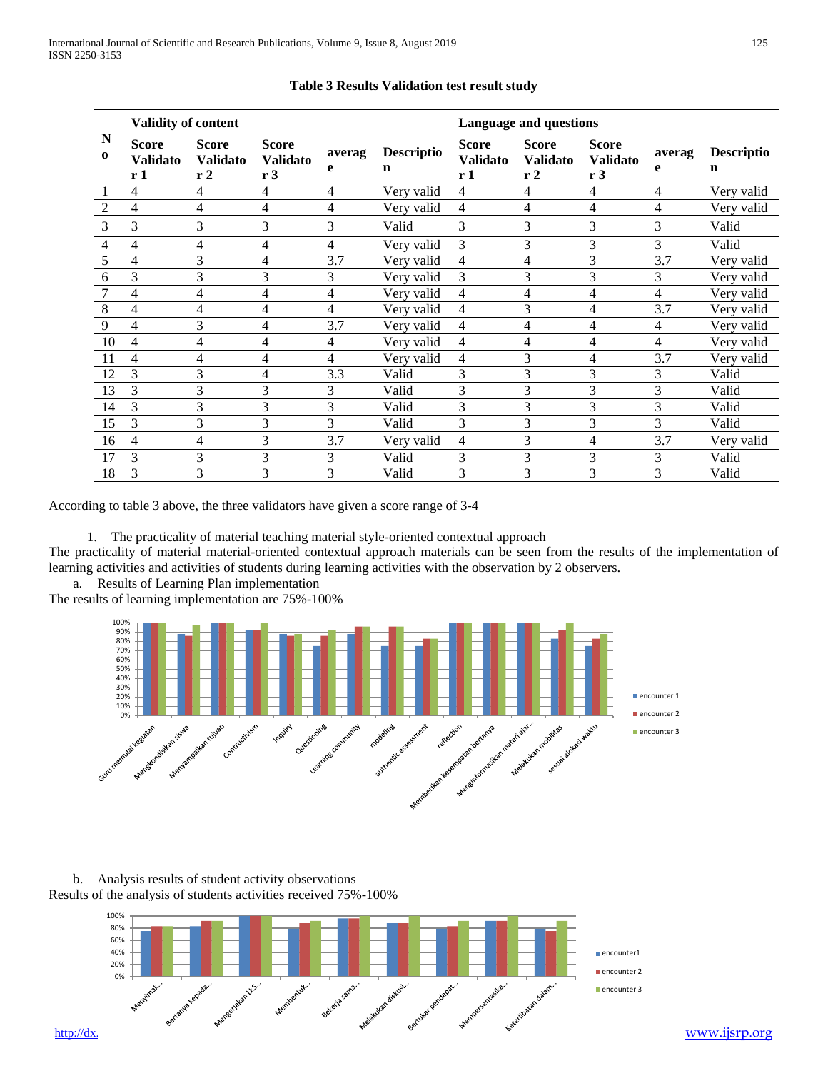**Table 3 Results Validation test result study**

| No | Validity of content | | | | | Language and questions | | | | |
|---|---|---|---|---|---|---|---|---|---|---|
| | Score Validator 1 | Score Validator 2 | Score Validator 3 | average | Description | Score Validator 1 | Score Validator 2 | Score Validator 3 | average | Description |
| 1 | 4 | 4 | 4 | 4 | Very valid | 4 | 4 | 4 | 4 | Very valid |
| 2 | 4 | 4 | 4 | 4 | Very valid | 4 | 4 | 4 | 4 | Very valid |
| 3 | 3 | 3 | 3 | 3 | Valid | 3 | 3 | 3 | 3 | Valid |
| 4 | 4 | 4 | 4 | 4 | Very valid | 3 | 3 | 3 | 3 | Valid |
| 5 | 4 | 3 | 4 | 3.7 | Very valid | 4 | 4 | 3 | 3.7 | Very valid |
| 6 | 3 | 3 | 3 | 3 | Very valid | 3 | 3 | 3 | 3 | Very valid |
| 7 | 4 | 4 | 4 | 4 | Very valid | 4 | 4 | 4 | 4 | Very valid |
| 8 | 4 | 4 | 4 | 4 | Very valid | 4 | 3 | 4 | 3.7 | Very valid |
| 9 | 4 | 3 | 4 | 3.7 | Very valid | 4 | 4 | 4 | 4 | Very valid |
| 10 | 4 | 4 | 4 | 4 | Very valid | 4 | 4 | 4 | 4 | Very valid |
| 11 | 4 | 4 | 4 | 4 | Very valid | 4 | 3 | 4 | 3.7 | Very valid |
| 12 | 3 | 3 | 4 | 3.3 | Valid | 3 | 3 | 3 | 3 | Valid |
| 13 | 3 | 3 | 3 | 3 | Valid | 3 | 3 | 3 | 3 | Valid |
| 14 | 3 | 3 | 3 | 3 | Valid | 3 | 3 | 3 | 3 | Valid |
| 15 | 3 | 3 | 3 | 3 | Valid | 3 | 3 | 3 | 3 | Valid |
| 16 | 4 | 4 | 3 | 3.7 | Very valid | 4 | 3 | 4 | 3.7 | Very valid |
| 17 | 3 | 3 | 3 | 3 | Valid | 3 | 3 | 3 | 3 | Valid |
| 18 | 3 | 3 | 3 | 3 | Valid | 3 | 3 | 3 | 3 | Valid |

According to table 3 above, the three validators have given a score range of 3-4

1. The practicality of material teaching material style-oriented contextual approach

The practicality of material material-oriented contextual approach materials can be seen from the results of the implementation of learning activities and activities of students during learning activities with the observation by 2 observers.

a. Results of Learning Plan implementation

The results of learning implementation are 75%-100%

b. Analysis results of student activity observations

Results of the analysis of students activities received 75%-100%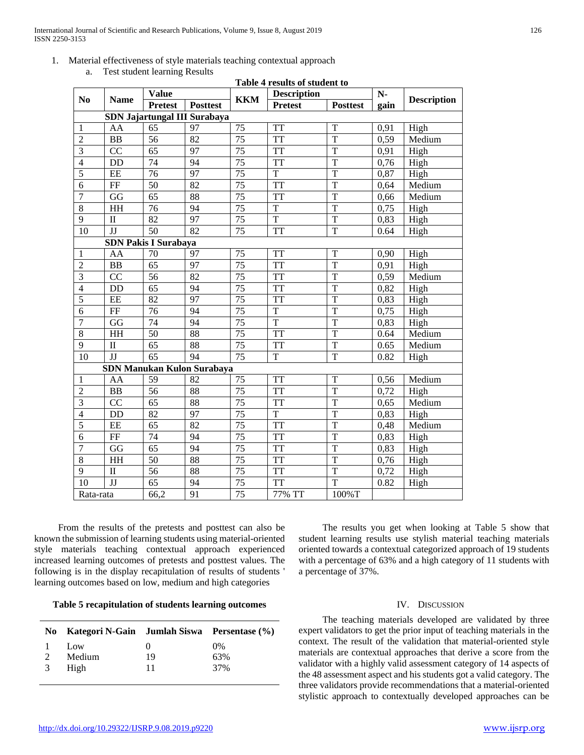1. Material effectiveness of style materials teaching contextual approach
   a. Test student learning Results

**Table 4 results of student to**

| No | Name | Value | | KKM | Description | | N-gain | Description |
|---|---|---|---|---|---|---|---|---|
| | | Pretest | Posttest | | Pretest | Posttest | | |
| **SDN Jajartungal III Surabaya** | | | | | | | | |
| 1 | AA | 65 | 97 | 75 | TT | T | 0,91 | High |
| 2 | BB | 56 | 82 | 75 | TT | T | 0,59 | Medium |
| 3 | CC | 65 | 97 | 75 | TT | T | 0,91 | High |
| 4 | DD | 74 | 94 | 75 | TT | T | 0,76 | High |
| 5 | EE | 76 | 97 | 75 | T | T | 0,87 | High |
| 6 | FF | 50 | 82 | 75 | TT | T | 0,64 | Medium |
| 7 | GG | 65 | 88 | 75 | TT | T | 0,66 | Medium |
| 8 | HH | 76 | 94 | 75 | T | T | 0,75 | High |
| 9 | II | 82 | 97 | 75 | T | T | 0,83 | High |
| 10 | JJ | 50 | 82 | 75 | TT | T | 0.64 | High |
| **SDN Pakis I Surabaya** | | | | | | | | |
| 1 | AA | 70 | 97 | 75 | TT | T | 0,90 | High |
| 2 | BB | 65 | 97 | 75 | TT | T | 0,91 | High |
| 3 | CC | 56 | 82 | 75 | TT | T | 0,59 | Medium |
| 4 | DD | 65 | 94 | 75 | TT | T | 0,82 | High |
| 5 | EE | 82 | 97 | 75 | TT | T | 0,83 | High |
| 6 | FF | 76 | 94 | 75 | T | T | 0,75 | High |
| 7 | GG | 74 | 94 | 75 | T | T | 0,83 | High |
| 8 | HH | 50 | 88 | 75 | TT | T | 0.64 | Medium |
| 9 | II | 65 | 88 | 75 | TT | T | 0.65 | Medium |
| 10 | JJ | 65 | 94 | 75 | T | T | 0.82 | High |
| **SDN Manukan Kulon Surabaya** | | | | | | | | |
| 1 | AA | 59 | 82 | 75 | TT | T | 0,56 | Medium |
| 2 | BB | 56 | 88 | 75 | TT | T | 0,72 | High |
| 3 | CC | 65 | 88 | 75 | TT | T | 0,65 | Medium |
| 4 | DD | 82 | 97 | 75 | T | T | 0,83 | High |
| 5 | EE | 65 | 82 | 75 | TT | T | 0,48 | Medium |
| 6 | FF | 74 | 94 | 75 | TT | T | 0,83 | High |
| 7 | GG | 65 | 94 | 75 | TT | T | 0,83 | High |
| 8 | HH | 50 | 88 | 75 | TT | T | 0,76 | High |
| 9 | II | 56 | 88 | 75 | TT | T | 0,72 | High |
| 10 | JJ | 65 | 94 | 75 | TT | T | 0.82 | High |
| Rata-rata | | 66,2 | 91 | 75 | 77% TT | 100%T | | |

From the results of the pretests and posttest can also be known the submission of learning students using material-oriented style materials teaching contextual approach experienced increased learning outcomes of pretests and posttest values. The following is in the display recapitulation of results of students ' learning outcomes based on low, medium and high categories

**Table 5 recapitulation of students learning outcomes**

| No | Kategori N-Gain | Jumlah Siswa | Persentase (%) |
|---|---|---|---|
| 1 | Low | 0 | 0% |
| 2 | Medium | 19 | 63% |
| 3 | High | 11 | 37% |

The results you get when looking at Table 5 show that student learning results use stylish material teaching materials oriented towards a contextual categorized approach of 19 students with a percentage of 63% and a high category of 11 students with a percentage of 37%.

## IV. Discussion

The teaching materials developed are validated by three expert validators to get the prior input of teaching materials in the context. The result of the validation that material-oriented style materials are contextual approaches that derive a score from the validator with a highly valid assessment category of 14 aspects of the 48 assessment aspect and his students got a valid category. The three validators provide recommendations that a material-oriented stylistic approach to contextually developed approaches can be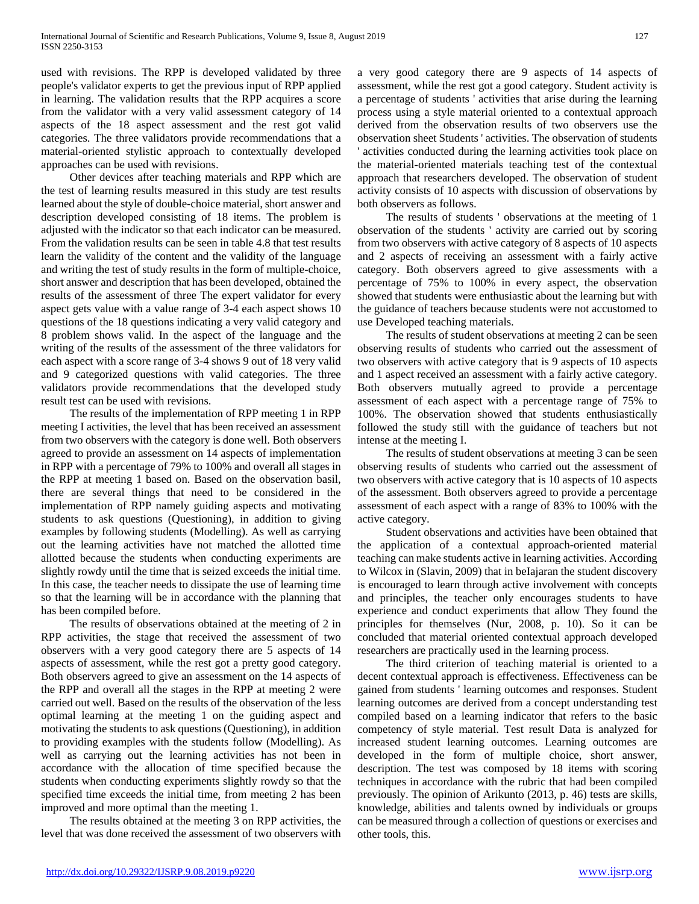used with revisions. The RPP is developed validated by three people's validator experts to get the previous input of RPP applied in learning. The validation results that the RPP acquires a score from the validator with a very valid assessment category of 14 aspects of the 18 aspect assessment and the rest got valid categories. The three validators provide recommendations that a material-oriented stylistic approach to contextually developed approaches can be used with revisions.

Other devices after teaching materials and RPP which are the test of learning results measured in this study are test results learned about the style of double-choice material, short answer and description developed consisting of 18 items. The problem is adjusted with the indicator so that each indicator can be measured. From the validation results can be seen in table 4.8 that test results learn the validity of the content and the validity of the language and writing the test of study results in the form of multiple-choice, short answer and description that has been developed, obtained the results of the assessment of three The expert validator for every aspect gets value with a value range of 3-4 each aspect shows 10 questions of the 18 questions indicating a very valid category and 8 problem shows valid. In the aspect of the language and the writing of the results of the assessment of the three validators for each aspect with a score range of 3-4 shows 9 out of 18 very valid and 9 categorized questions with valid categories. The three validators provide recommendations that the developed study result test can be used with revisions.

The results of the implementation of RPP meeting 1 in RPP meeting I activities, the level that has been received an assessment from two observers with the category is done well. Both observers agreed to provide an assessment on 14 aspects of implementation in RPP with a percentage of 79% to 100% and overall all stages in the RPP at meeting 1 based on. Based on the observation basil, there are several things that need to be considered in the implementation of RPP namely guiding aspects and motivating students to ask questions (Questioning), in addition to giving examples by following students (Modelling). As well as carrying out the learning activities have not matched the allotted time allotted because the students when conducting experiments are slightly rowdy until the time that is seized exceeds the initial time. In this case, the teacher needs to dissipate the use of learning time so that the learning will be in accordance with the planning that has been compiled before.

The results of observations obtained at the meeting of 2 in RPP activities, the stage that received the assessment of two observers with a very good category there are 5 aspects of 14 aspects of assessment, while the rest got a pretty good category. Both observers agreed to give an assessment on the 14 aspects of the RPP and overall all the stages in the RPP at meeting 2 were carried out well. Based on the results of the observation of the less optimal learning at the meeting 1 on the guiding aspect and motivating the students to ask questions (Questioning), in addition to providing examples with the students follow (Modelling). As well as carrying out the learning activities has not been in accordance with the allocation of time specified because the students when conducting experiments slightly rowdy so that the specified time exceeds the initial time, from meeting 2 has been improved and more optimal than the meeting 1.

The results obtained at the meeting 3 on RPP activities, the level that was done received the assessment of two observers with a very good category there are 9 aspects of 14 aspects of assessment, while the rest got a good category. Student activity is a percentage of students ' activities that arise during the learning process using a style material oriented to a contextual approach derived from the observation results of two observers use the observation sheet Students ' activities. The observation of students ' activities conducted during the learning activities took place on the material-oriented materials teaching test of the contextual approach that researchers developed. The observation of student activity consists of 10 aspects with discussion of observations by both observers as follows.

The results of students ' observations at the meeting of 1 observation of the students ' activity are carried out by scoring from two observers with active category of 8 aspects of 10 aspects and 2 aspects of receiving an assessment with a fairly active category. Both observers agreed to give assessments with a percentage of 75% to 100% in every aspect, the observation showed that students were enthusiastic about the learning but with the guidance of teachers because students were not accustomed to use Developed teaching materials.

The results of student observations at meeting 2 can be seen observing results of students who carried out the assessment of two observers with active category that is 9 aspects of 10 aspects and 1 aspect received an assessment with a fairly active category. Both observers mutually agreed to provide a percentage assessment of each aspect with a percentage range of 75% to 100%. The observation showed that students enthusiastically followed the study still with the guidance of teachers but not intense at the meeting I.

The results of student observations at meeting 3 can be seen observing results of students who carried out the assessment of two observers with active category that is 10 aspects of 10 aspects of the assessment. Both observers agreed to provide a percentage assessment of each aspect with a range of 83% to 100% with the active category.

Student observations and activities have been obtained that the application of a contextual approach-oriented material teaching can make students active in learning activities. According to Wilcox in (Slavin, 2009) that in beIajaran the student discovery is encouraged to learn through active involvement with concepts and principles, the teacher only encourages students to have experience and conduct experiments that allow They found the principles for themselves (Nur, 2008, p. 10). So it can be concluded that material oriented contextual approach developed researchers are practically used in the learning process.

The third criterion of teaching material is oriented to a decent contextual approach is effectiveness. Effectiveness can be gained from students ' learning outcomes and responses. Student learning outcomes are derived from a concept understanding test compiled based on a learning indicator that refers to the basic competency of style material. Test result Data is analyzed for increased student learning outcomes. Learning outcomes are developed in the form of multiple choice, short answer, description. The test was composed by 18 items with scoring techniques in accordance with the rubric that had been compiled previously. The opinion of Arikunto (2013, p. 46) tests are skills, knowledge, abilities and talents owned by individuals or groups can be measured through a collection of questions or exercises and other tools, this.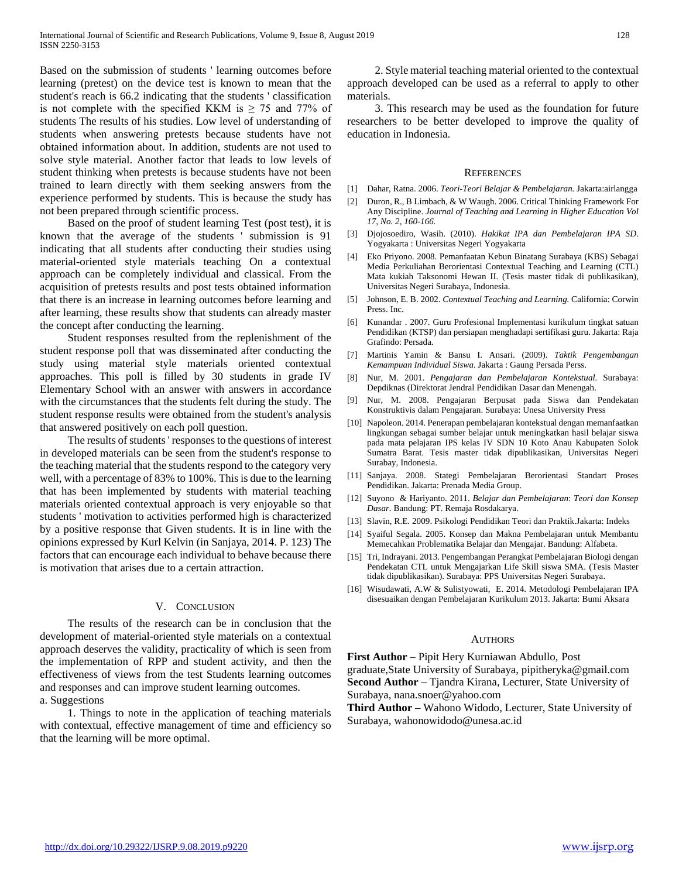Based on the submission of students ' learning outcomes before learning (pretest) on the device test is known to mean that the student's reach is 66.2 indicating that the students ' classification is not complete with the specified KKM is ≥ 75 and 77% of students The results of his studies. Low level of understanding of students when answering pretests because students have not obtained information about. In addition, students are not used to solve style material. Another factor that leads to low levels of student thinking when pretests is because students have not been trained to learn directly with them seeking answers from the experience performed by students. This is because the study has not been prepared through scientific process.

Based on the proof of student learning Test (post test), it is known that the average of the students ' submission is 91 indicating that all students after conducting their studies using material-oriented style materials teaching On a contextual approach can be completely individual and classical. From the acquisition of pretests results and post tests obtained information that there is an increase in learning outcomes before learning and after learning, these results show that students can already master the concept after conducting the learning.

Student responses resulted from the replenishment of the student response poll that was disseminated after conducting the study using material style materials oriented contextual approaches. This poll is filled by 30 students in grade IV Elementary School with an answer with answers in accordance with the circumstances that the students felt during the study. The student response results were obtained from the student's analysis that answered positively on each poll question.

The results of students ' responses to the questions of interest in developed materials can be seen from the student's response to the teaching material that the students respond to the category very well, with a percentage of 83% to 100%. This is due to the learning that has been implemented by students with material teaching materials oriented contextual approach is very enjoyable so that students ' motivation to activities performed high is characterized by a positive response that Given students. It is in line with the opinions expressed by Kurl Kelvin (in Sanjaya, 2014. P. 123) The factors that can encourage each individual to behave because there is motivation that arises due to a certain attraction.

## V. Conclusion

The results of the research can be in conclusion that the development of material-oriented style materials on a contextual approach deserves the validity, practicality of which is seen from the implementation of RPP and student activity, and then the effectiveness of views from the test Students learning outcomes and responses and can improve student learning outcomes.

a. Suggestions

1. Things to note in the application of teaching materials with contextual, effective management of time and efficiency so that the learning will be more optimal.

2. Style material teaching material oriented to the contextual approach developed can be used as a referral to apply to other materials.

3. This research may be used as the foundation for future researchers to be better developed to improve the quality of education in Indonesia.

## References

[1] Dahar, Ratna. 2006. *Teori-Teori Belajar & Pembelajaran.* Jakarta:airlangga

[2] Duron, R., B Limbach, & W Waugh. 2006. Critical Thinking Framework For Any Discipline. *Journal of Teaching and Learning in Higher Education Vol 17, No. 2, 160-166.*

[3] Djojosoediro, Wasih. (2010). *Hakikat IPA dan Pembelajaran IPA SD.* Yogyakarta : Universitas Negeri Yogyakarta

[4] Eko Priyono. 2008. Pemanfaatan Kebun Binatang Surabaya (KBS) Sebagai Media Perkuliahan Berorientasi Contextual Teaching and Learning (CTL) Mata kukiah Taksonomi Hewan II. (Tesis master tidak di publikasikan), Universitas Negeri Surabaya, Indonesia.

[5] Johnson, E. B. 2002. *Contextual Teaching and Learning.* California: Corwin Press. Inc.

[6] Kunandar . 2007. Guru Profesional Implementasi kurikulum tingkat satuan Pendidikan (KTSP) dan persiapan menghadapi sertifikasi guru. Jakarta: Raja Grafindo: Persada.

[7] Martinis Yamin & Bansu I. Ansari. (2009). *Taktik Pengembangan Kemampuan Individual Siswa*. Jakarta : Gaung Persada Perss.

[8] Nur, M. 2001. *Pengajaran dan Pembelajaran Kontekstual.* Surabaya: Depdiknas (Direktorat Jendral Pendidikan Dasar dan Menengah.

[9] Nur, M. 2008. Pengajaran Berpusat pada Siswa dan Pendekatan Konstruktivis dalam Pengajaran. Surabaya: Unesa University Press

[10] Napoleon. 2014. Penerapan pembelajaran kontekstual dengan memanfaatkan lingkungan sebagai sumber belajar untuk meningkatkan hasil belajar siswa pada mata pelajaran IPS kelas IV SDN 10 Koto Anau Kabupaten Solok Sumatra Barat. Tesis master tidak dipublikasikan, Universitas Negeri Surabay, Indonesia.

[11] Sanjaya. 2008. Stategi Pembelajaran Berorientasi Standart Proses Pendidikan. Jakarta: Prenada Media Group.

[12] Suyono & Hariyanto. 2011. *Belajar dan Pembelajaran*: *Teori dan Konsep Dasar*. Bandung: PT. Remaja Rosdakarya.

[13] Slavin, R.E. 2009. Psikologi Pendidikan Teori dan Praktik.Jakarta: Indeks

[14] Syaiful Segala. 2005. Konsep dan Makna Pembelajaran untuk Membantu Memecahkan Problematika Belajar dan Mengajar. Bandung: Alfabeta.

[15] Tri, Indrayani. 2013. Pengembangan Perangkat Pembelajaran Biologi dengan Pendekatan CTL untuk Mengajarkan Life Skill siswa SMA. (Tesis Master tidak dipublikasikan). Surabaya: PPS Universitas Negeri Surabaya.

[16] Wisudawati, A.W & Sulistyowati, E. 2014. Metodologi Pembelajaran IPA disesuaikan dengan Pembelajaran Kurikulum 2013. Jakarta: Bumi Aksara

## Authors

**First Author** – Pipit Hery Kurniawan Abdullo, Post graduate,State University of Surabaya, pipitheryka@gmail.com

**Second Author** – Tjandra Kirana, Lecturer, State University of Surabaya, nana.snoer@yahoo.com

**Third Author** – Wahono Widodo, Lecturer, State University of Surabaya, wahonowidodo@unesa.ac.id